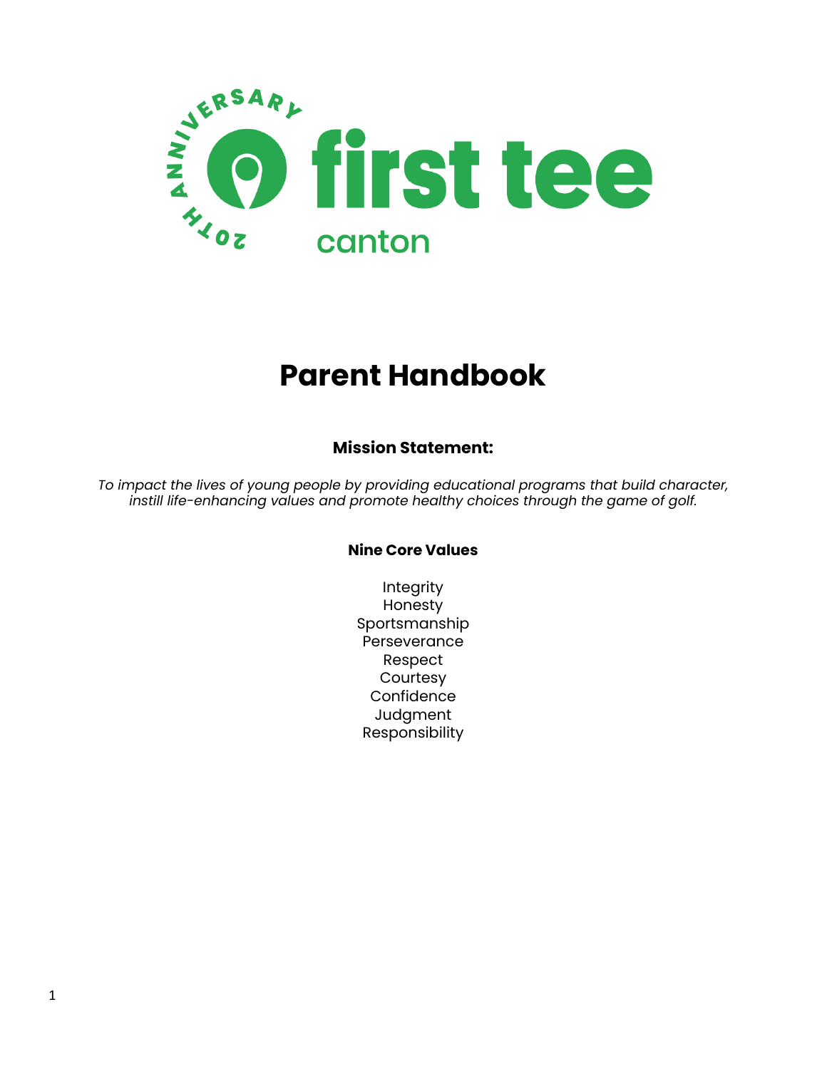# Parent Handbook

## Mission Statement:

*To impact the lives of young people by providing educational programs that build character, instill life-enhancing values and promote healthy choices through the game of golf.*

### Nine Core Values

Integrity
Honesty
Sportsmanship
Perseverance
Respect
Courtesy
Confidence
Judgment
Responsibility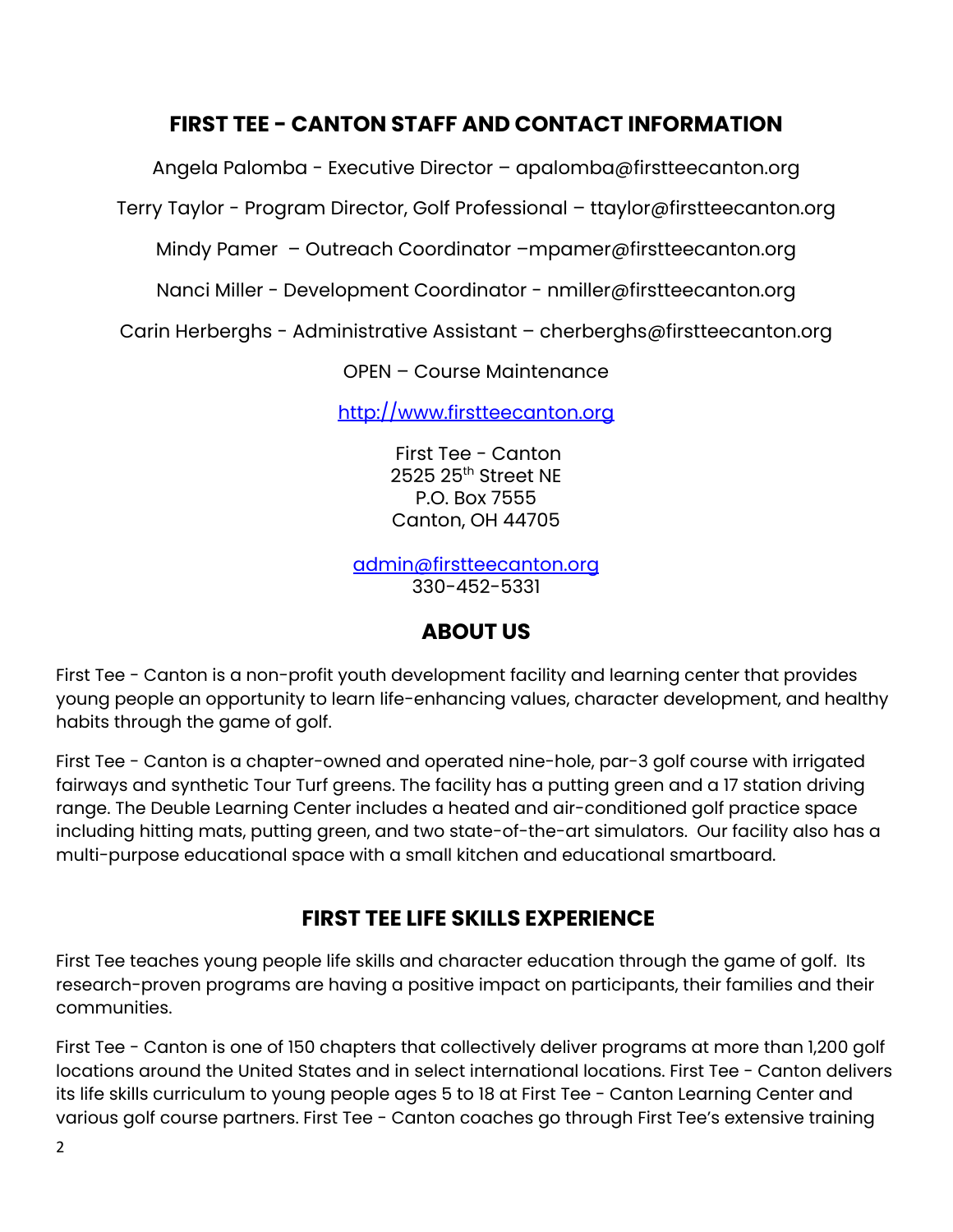## FIRST TEE - CANTON STAFF AND CONTACT INFORMATION

Angela Palomba - Executive Director – apalomba@firstteecanton.org

Terry Taylor - Program Director, Golf Professional – ttaylor@firstteecanton.org

Mindy Pamer – Outreach Coordinator –mpamer@firstteecanton.org

Nanci Miller - Development Coordinator - nmiller@firstteecanton.org

Carin Herberghs - Administrative Assistant – cherberghs@firstteecanton.org

OPEN – Course Maintenance

http://www.firstteecanton.org

First Tee - Canton
2525 25th Street NE
P.O. Box 7555
Canton, OH 44705

admin@firstteecanton.org
330-452-5331

## ABOUT US

First Tee - Canton is a non-profit youth development facility and learning center that provides young people an opportunity to learn life-enhancing values, character development, and healthy habits through the game of golf.

First Tee - Canton is a chapter-owned and operated nine-hole, par-3 golf course with irrigated fairways and synthetic Tour Turf greens. The facility has a putting green and a 17 station driving range. The Deuble Learning Center includes a heated and air-conditioned golf practice space including hitting mats, putting green, and two state-of-the-art simulators. Our facility also has a multi-purpose educational space with a small kitchen and educational smartboard.

## FIRST TEE LIFE SKILLS EXPERIENCE

First Tee teaches young people life skills and character education through the game of golf. Its research-proven programs are having a positive impact on participants, their families and their communities.

First Tee - Canton is one of 150 chapters that collectively deliver programs at more than 1,200 golf locations around the United States and in select international locations. First Tee - Canton delivers its life skills curriculum to young people ages 5 to 18 at First Tee - Canton Learning Center and various golf course partners. First Tee - Canton coaches go through First Tee's extensive training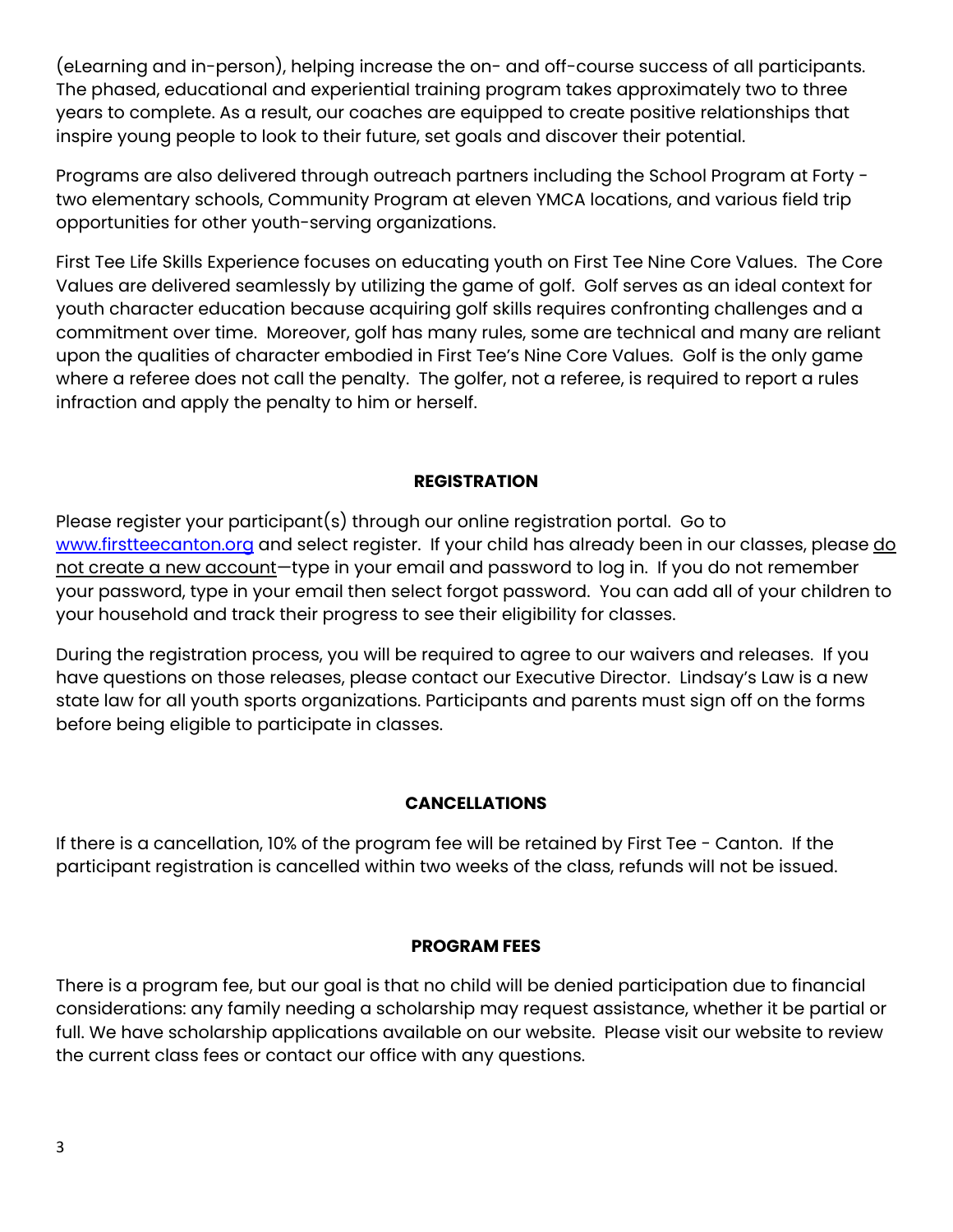(eLearning and in-person), helping increase the on- and off-course success of all participants. The phased, educational and experiential training program takes approximately two to three years to complete. As a result, our coaches are equipped to create positive relationships that inspire young people to look to their future, set goals and discover their potential.

Programs are also delivered through outreach partners including the School Program at Forty - two elementary schools, Community Program at eleven YMCA locations, and various field trip opportunities for other youth-serving organizations.

First Tee Life Skills Experience focuses on educating youth on First Tee Nine Core Values. The Core Values are delivered seamlessly by utilizing the game of golf. Golf serves as an ideal context for youth character education because acquiring golf skills requires confronting challenges and a commitment over time. Moreover, golf has many rules, some are technical and many are reliant upon the qualities of character embodied in First Tee's Nine Core Values. Golf is the only game where a referee does not call the penalty. The golfer, not a referee, is required to report a rules infraction and apply the penalty to him or herself.

## REGISTRATION

Please register your participant(s) through our online registration portal. Go to [www.firstteecanton.org](http://www.firstteecanton.org) and select register. If your child has already been in our classes, please do not create a new account—type in your email and password to log in. If you do not remember your password, type in your email then select forgot password. You can add all of your children to your household and track their progress to see their eligibility for classes.

During the registration process, you will be required to agree to our waivers and releases. If you have questions on those releases, please contact our Executive Director. Lindsay's Law is a new state law for all youth sports organizations. Participants and parents must sign off on the forms before being eligible to participate in classes.

## CANCELLATIONS

If there is a cancellation, 10% of the program fee will be retained by First Tee - Canton. If the participant registration is cancelled within two weeks of the class, refunds will not be issued.

## PROGRAM FEES

There is a program fee, but our goal is that no child will be denied participation due to financial considerations: any family needing a scholarship may request assistance, whether it be partial or full. We have scholarship applications available on our website. Please visit our website to review the current class fees or contact our office with any questions.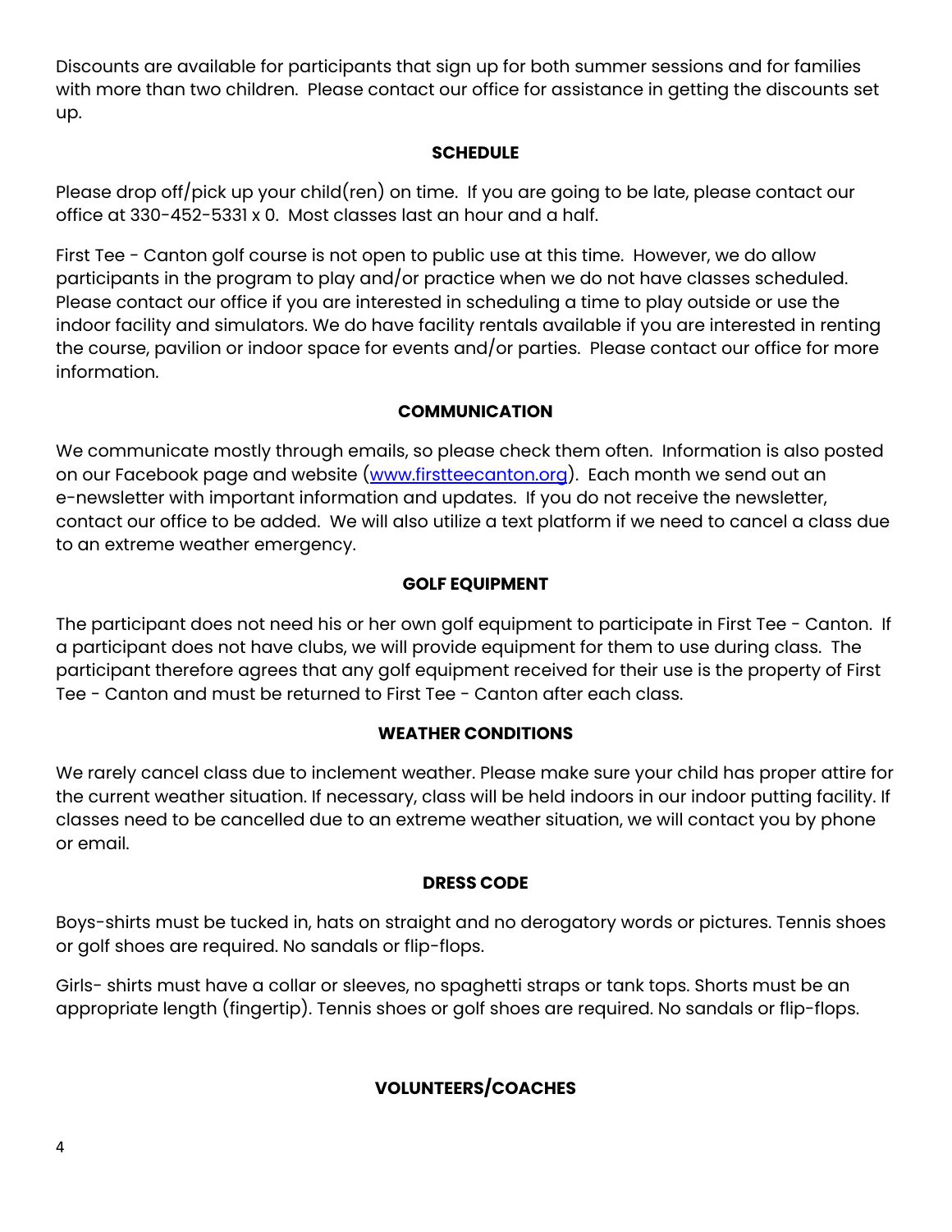Discounts are available for participants that sign up for both summer sessions and for families with more than two children. Please contact our office for assistance in getting the discounts set up.

## SCHEDULE

Please drop off/pick up your child(ren) on time. If you are going to be late, please contact our office at 330-452-5331 x 0. Most classes last an hour and a half.

First Tee - Canton golf course is not open to public use at this time. However, we do allow participants in the program to play and/or practice when we do not have classes scheduled. Please contact our office if you are interested in scheduling a time to play outside or use the indoor facility and simulators. We do have facility rentals available if you are interested in renting the course, pavilion or indoor space for events and/or parties. Please contact our office for more information.

## COMMUNICATION

We communicate mostly through emails, so please check them often. Information is also posted on our Facebook page and website ([www.firstteecanton.org](http://www.firstteecanton.org)). Each month we send out an e-newsletter with important information and updates. If you do not receive the newsletter, contact our office to be added. We will also utilize a text platform if we need to cancel a class due to an extreme weather emergency.

## GOLF EQUIPMENT

The participant does not need his or her own golf equipment to participate in First Tee - Canton. If a participant does not have clubs, we will provide equipment for them to use during class. The participant therefore agrees that any golf equipment received for their use is the property of First Tee - Canton and must be returned to First Tee - Canton after each class.

## WEATHER CONDITIONS

We rarely cancel class due to inclement weather. Please make sure your child has proper attire for the current weather situation. If necessary, class will be held indoors in our indoor putting facility. If classes need to be cancelled due to an extreme weather situation, we will contact you by phone or email.

## DRESS CODE

Boys-shirts must be tucked in, hats on straight and no derogatory words or pictures. Tennis shoes or golf shoes are required. No sandals or flip-flops.

Girls- shirts must have a collar or sleeves, no spaghetti straps or tank tops. Shorts must be an appropriate length (fingertip). Tennis shoes or golf shoes are required. No sandals or flip-flops.

## VOLUNTEERS/COACHES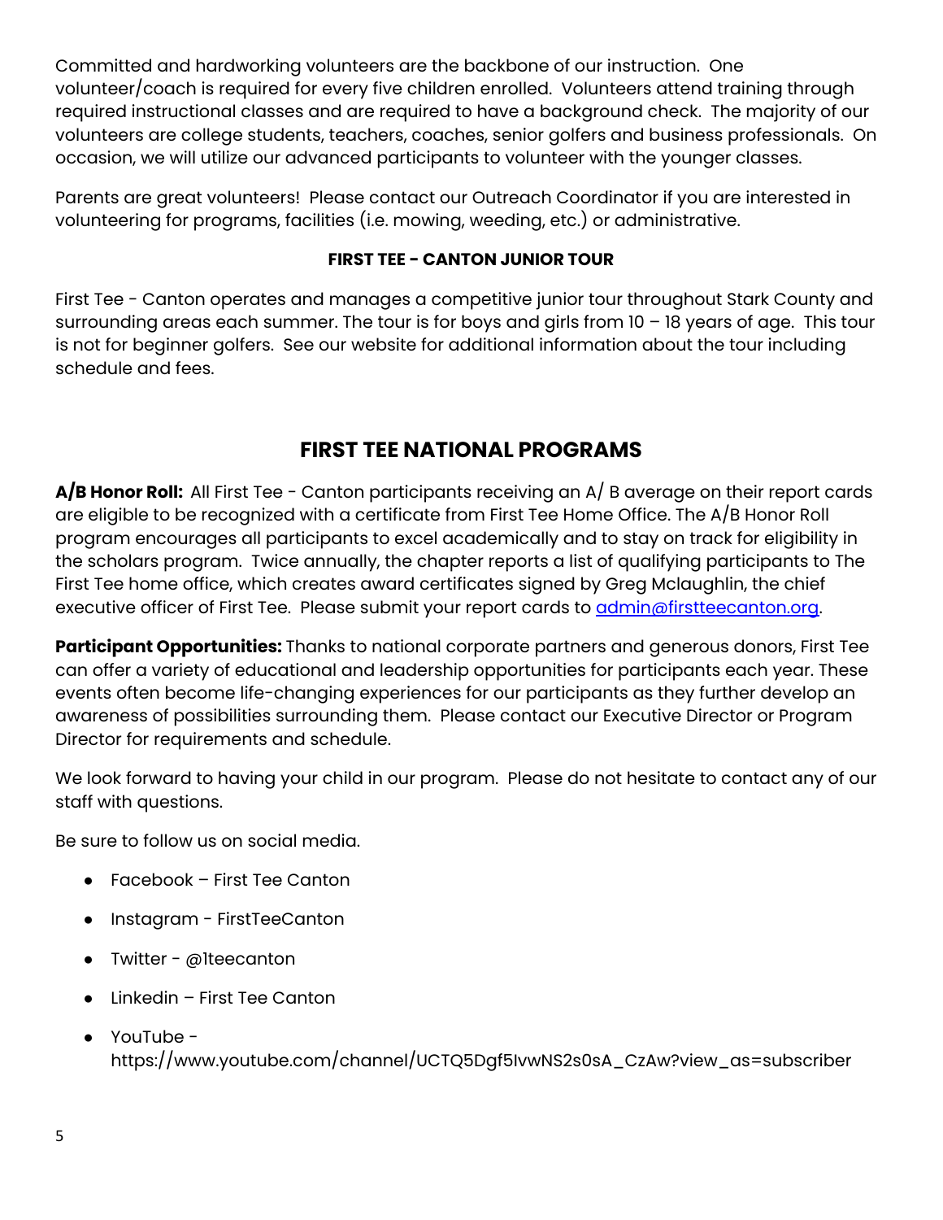Committed and hardworking volunteers are the backbone of our instruction. One volunteer/coach is required for every five children enrolled. Volunteers attend training through required instructional classes and are required to have a background check. The majority of our volunteers are college students, teachers, coaches, senior golfers and business professionals. On occasion, we will utilize our advanced participants to volunteer with the younger classes.

Parents are great volunteers! Please contact our Outreach Coordinator if you are interested in volunteering for programs, facilities (i.e. mowing, weeding, etc.) or administrative.

### FIRST TEE - CANTON JUNIOR TOUR

First Tee - Canton operates and manages a competitive junior tour throughout Stark County and surrounding areas each summer. The tour is for boys and girls from 10 – 18 years of age. This tour is not for beginner golfers. See our website for additional information about the tour including schedule and fees.

## FIRST TEE NATIONAL PROGRAMS

**A/B Honor Roll:** All First Tee - Canton participants receiving an A/ B average on their report cards are eligible to be recognized with a certificate from First Tee Home Office. The A/B Honor Roll program encourages all participants to excel academically and to stay on track for eligibility in the scholars program. Twice annually, the chapter reports a list of qualifying participants to The First Tee home office, which creates award certificates signed by Greg Mclaughlin, the chief executive officer of First Tee. Please submit your report cards to admin@firstteecanton.org.

**Participant Opportunities:** Thanks to national corporate partners and generous donors, First Tee can offer a variety of educational and leadership opportunities for participants each year. These events often become life-changing experiences for our participants as they further develop an awareness of possibilities surrounding them. Please contact our Executive Director or Program Director for requirements and schedule.

We look forward to having your child in our program. Please do not hesitate to contact any of our staff with questions.

Be sure to follow us on social media.

- Facebook – First Tee Canton
- Instagram - FirstTeeCanton
- Twitter - @1teecanton
- Linkedin – First Tee Canton
- YouTube - https://www.youtube.com/channel/UCTQ5Dgf5IvwNS2s0sA_CzAw?view_as=subscriber